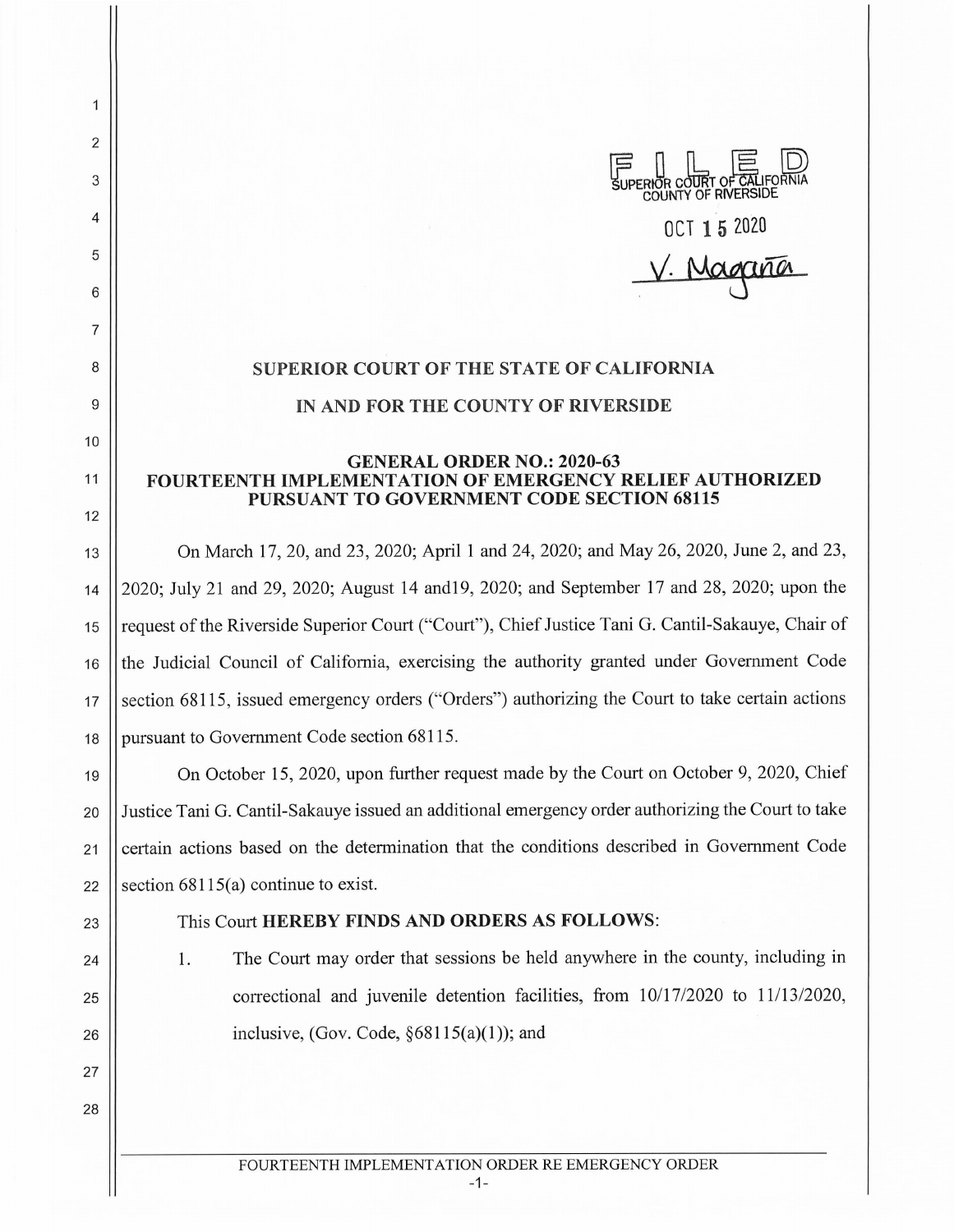FILED
SUPERIOR COURT OF CALIFORNIA
COUNTY OF RIVERSIDE

OCT 15 2020

V. Magaña

**SUPERIOR COURT OF THE STATE OF CALIFORNIA**

**IN AND FOR THE COUNTY OF RIVERSIDE**

**GENERAL ORDER NO.: 2020-63**
**FOURTEENTH IMPLEMENTATION OF EMERGENCY RELIEF AUTHORIZED PURSUANT TO GOVERNMENT CODE SECTION 68115**

On March 17, 20, and 23, 2020; April 1 and 24, 2020; and May 26, 2020, June 2, and 23, 2020; July 21 and 29, 2020; August 14 and19, 2020; and September 17 and 28, 2020; upon the request of the Riverside Superior Court ("Court"), Chief Justice Tani G. Cantil-Sakauye, Chair of the Judicial Council of California, exercising the authority granted under Government Code section 68115, issued emergency orders ("Orders") authorizing the Court to take certain actions pursuant to Government Code section 68115.

On October 15, 2020, upon further request made by the Court on October 9, 2020, Chief Justice Tani G. Cantil-Sakauye issued an additional emergency order authorizing the Court to take certain actions based on the determination that the conditions described in Government Code section 68115(a) continue to exist.

This Court **HEREBY FINDS AND ORDERS AS FOLLOWS**:

1. The Court may order that sessions be held anywhere in the county, including in correctional and juvenile detention facilities, from 10/17/2020 to 11/13/2020, inclusive, (Gov. Code, §68115(a)(1)); and

FOURTEENTH IMPLEMENTATION ORDER RE EMERGENCY ORDER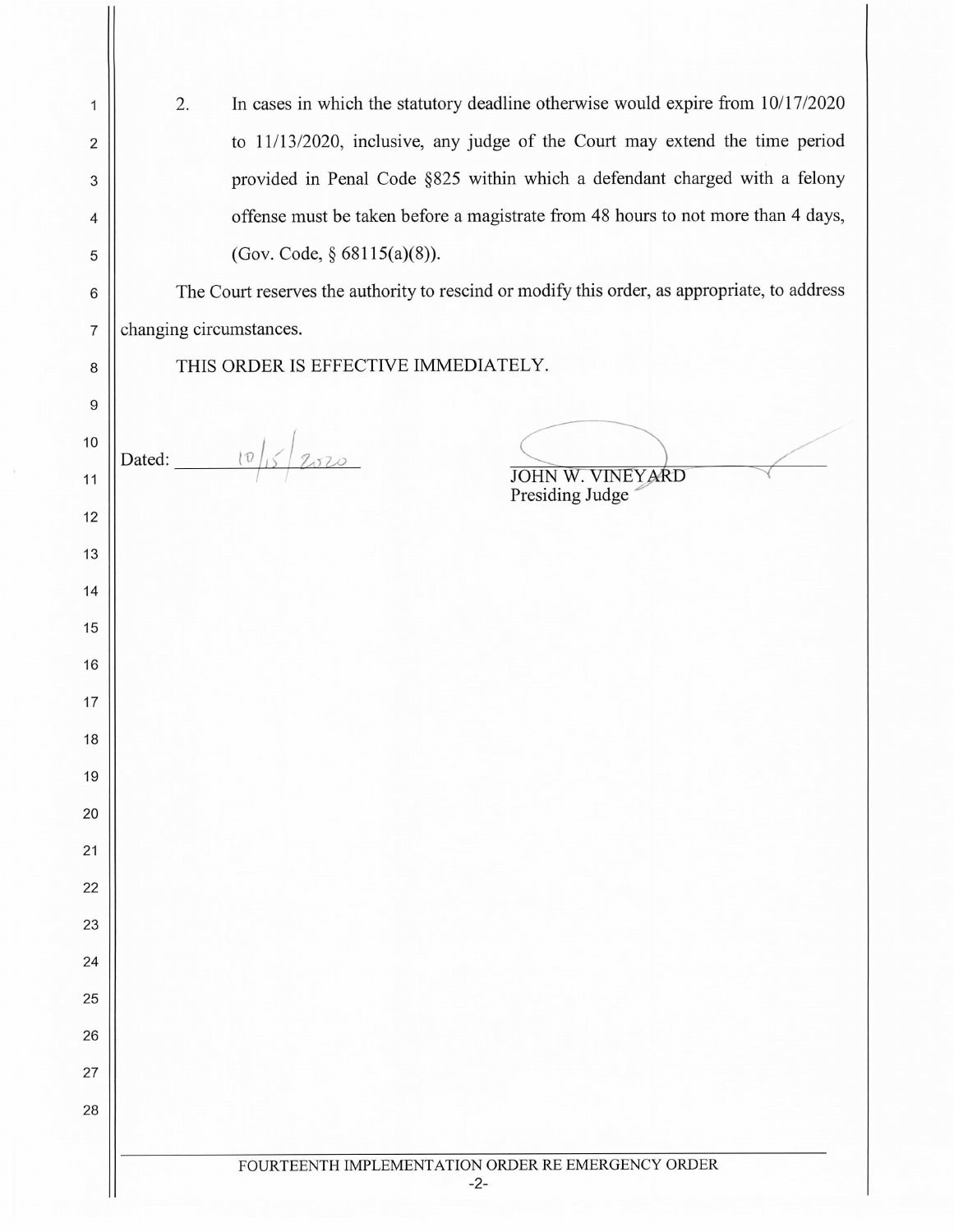2. In cases in which the statutory deadline otherwise would expire from 10/17/2020 to 11/13/2020, inclusive, any judge of the Court may extend the time period provided in Penal Code §825 within which a defendant charged with a felony offense must be taken before a magistrate from 48 hours to not more than 4 days, (Gov. Code, § 68115(a)(8)).

The Court reserves the authority to rescind or modify this order, as appropriate, to address changing circumstances.

THIS ORDER IS EFFECTIVE IMMEDIATELY.

Dated: 10/15/2020

JOHN W. VINEYARD
Presiding Judge